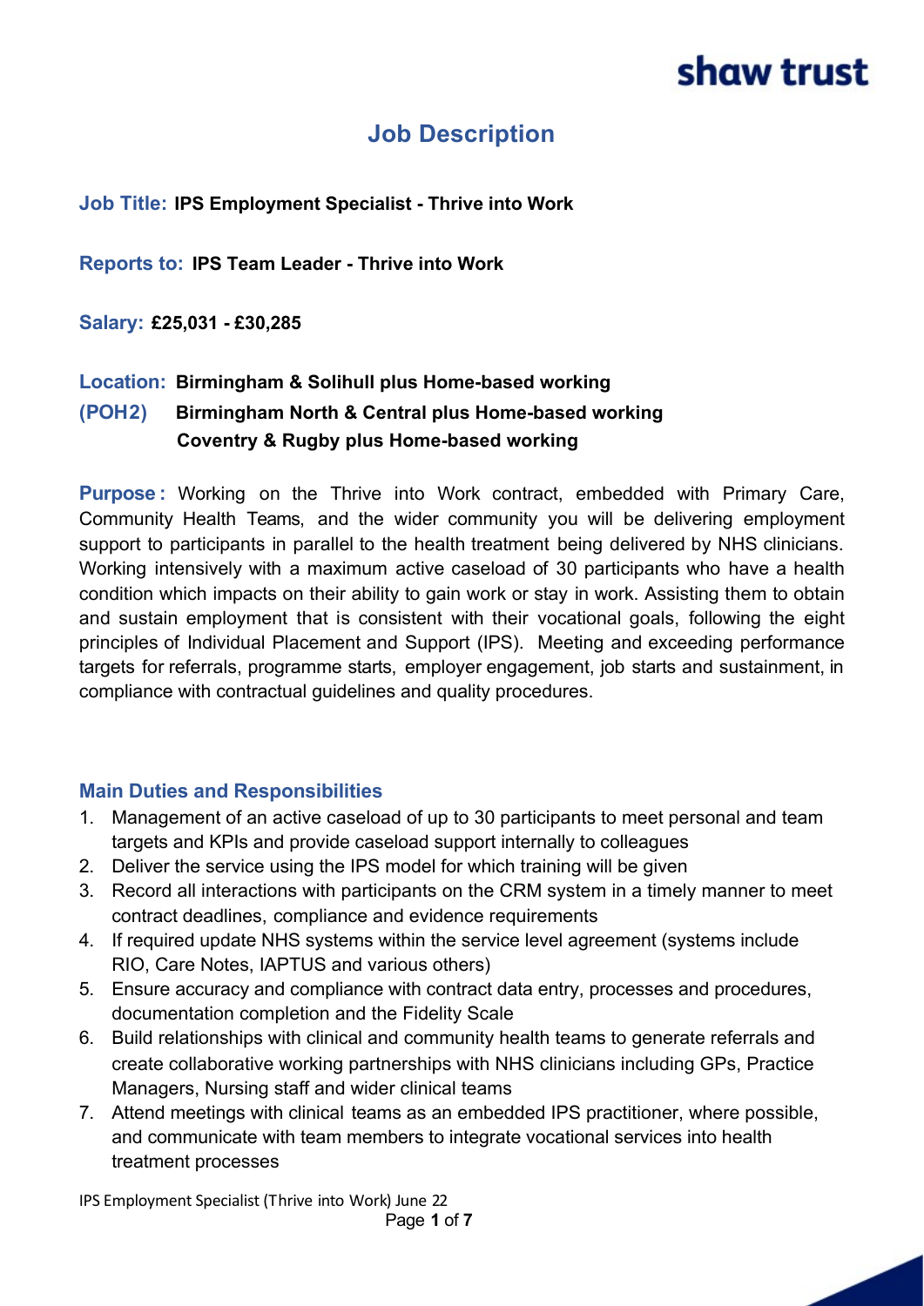shaw trust

# Job Description

**Job Title:** **IPS Employment Specialist - Thrive into Work**

**Reports to:** **IPS Team Leader - Thrive into Work**

**Salary:** **£25,031 - £30,285**

**Location:** **Birmingham & Solihull plus Home-based working**
**(POH2)** **Birmingham North & Central plus Home-based working**
**Coventry & Rugby plus Home-based working**

**Purpose:** Working on the Thrive into Work contract, embedded with Primary Care, Community Health Teams, and the wider community you will be delivering employment support to participants in parallel to the health treatment being delivered by NHS clinicians. Working intensively with a maximum active caseload of 30 participants who have a health condition which impacts on their ability to gain work or stay in work. Assisting them to obtain and sustain employment that is consistent with their vocational goals, following the eight principles of Individual Placement and Support (IPS). Meeting and exceeding performance targets for referrals, programme starts, employer engagement, job starts and sustainment, in compliance with contractual guidelines and quality procedures.

## Main Duties and Responsibilities

1. Management of an active caseload of up to 30 participants to meet personal and team targets and KPIs and provide caseload support internally to colleagues
2. Deliver the service using the IPS model for which training will be given
3. Record all interactions with participants on the CRM system in a timely manner to meet contract deadlines, compliance and evidence requirements
4. If required update NHS systems within the service level agreement (systems include RIO, Care Notes, IAPTUS and various others)
5. Ensure accuracy and compliance with contract data entry, processes and procedures, documentation completion and the Fidelity Scale
6. Build relationships with clinical and community health teams to generate referrals and create collaborative working partnerships with NHS clinicians including GPs, Practice Managers, Nursing staff and wider clinical teams
7. Attend meetings with clinical teams as an embedded IPS practitioner, where possible, and communicate with team members to integrate vocational services into health treatment processes

IPS Employment Specialist (Thrive into Work) June 22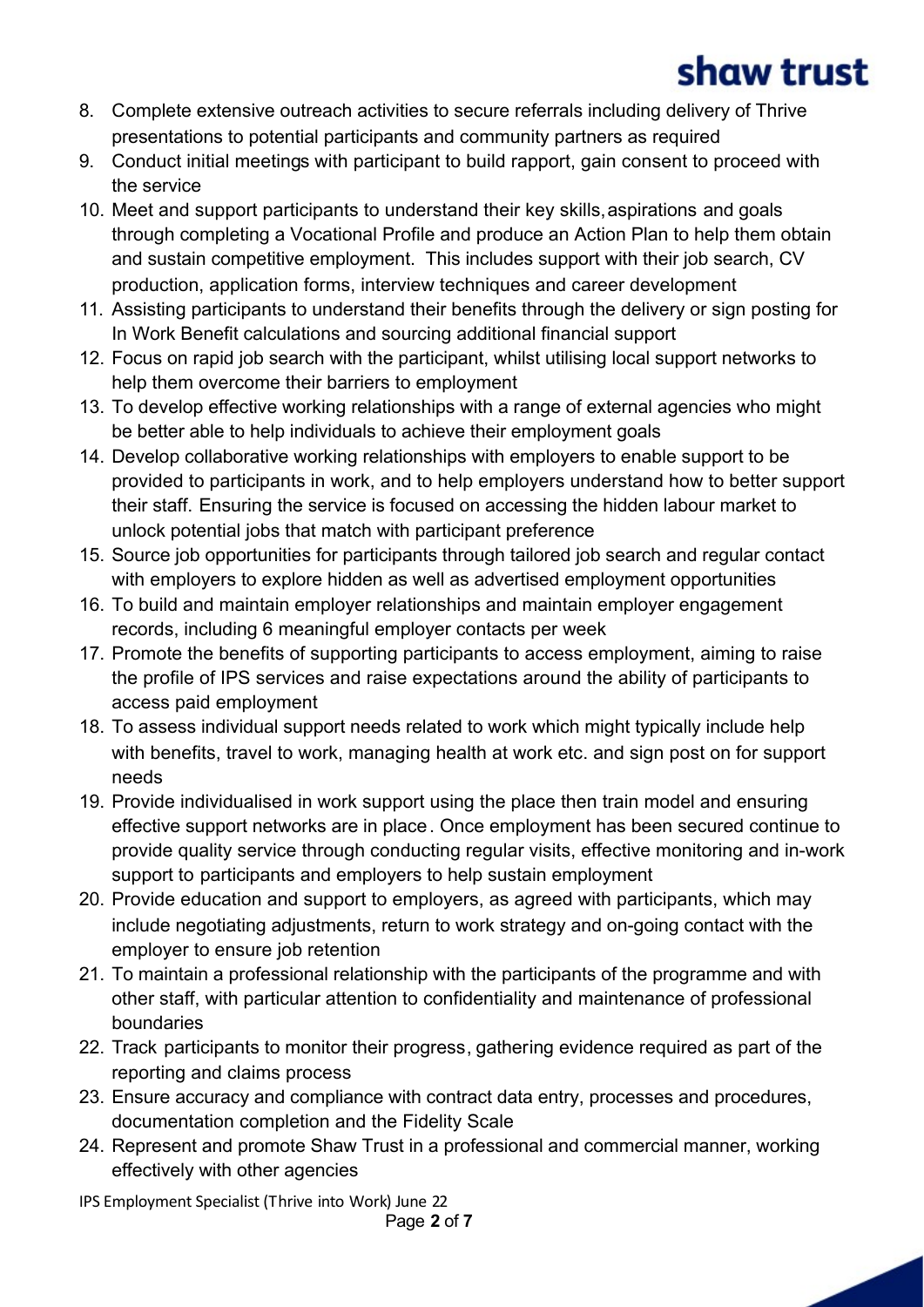8. Complete extensive outreach activities to secure referrals including delivery of Thrive presentations to potential participants and community partners as required
9. Conduct initial meetings with participant to build rapport, gain consent to proceed with the service
10. Meet and support participants to understand their key skills, aspirations and goals through completing a Vocational Profile and produce an Action Plan to help them obtain and sustain competitive employment. This includes support with their job search, CV production, application forms, interview techniques and career development
11. Assisting participants to understand their benefits through the delivery or sign posting for In Work Benefit calculations and sourcing additional financial support
12. Focus on rapid job search with the participant, whilst utilising local support networks to help them overcome their barriers to employment
13. To develop effective working relationships with a range of external agencies who might be better able to help individuals to achieve their employment goals
14. Develop collaborative working relationships with employers to enable support to be provided to participants in work, and to help employers understand how to better support their staff. Ensuring the service is focused on accessing the hidden labour market to unlock potential jobs that match with participant preference
15. Source job opportunities for participants through tailored job search and regular contact with employers to explore hidden as well as advertised employment opportunities
16. To build and maintain employer relationships and maintain employer engagement records, including 6 meaningful employer contacts per week
17. Promote the benefits of supporting participants to access employment, aiming to raise the profile of IPS services and raise expectations around the ability of participants to access paid employment
18. To assess individual support needs related to work which might typically include help with benefits, travel to work, managing health at work etc. and sign post on for support needs
19. Provide individualised in work support using the place then train model and ensuring effective support networks are in place. Once employment has been secured continue to provide quality service through conducting regular visits, effective monitoring and in-work support to participants and employers to help sustain employment
20. Provide education and support to employers, as agreed with participants, which may include negotiating adjustments, return to work strategy and on-going contact with the employer to ensure job retention
21. To maintain a professional relationship with the participants of the programme and with other staff, with particular attention to confidentiality and maintenance of professional boundaries
22. Track participants to monitor their progress, gathering evidence required as part of the reporting and claims process
23. Ensure accuracy and compliance with contract data entry, processes and procedures, documentation completion and the Fidelity Scale
24. Represent and promote Shaw Trust in a professional and commercial manner, working effectively with other agencies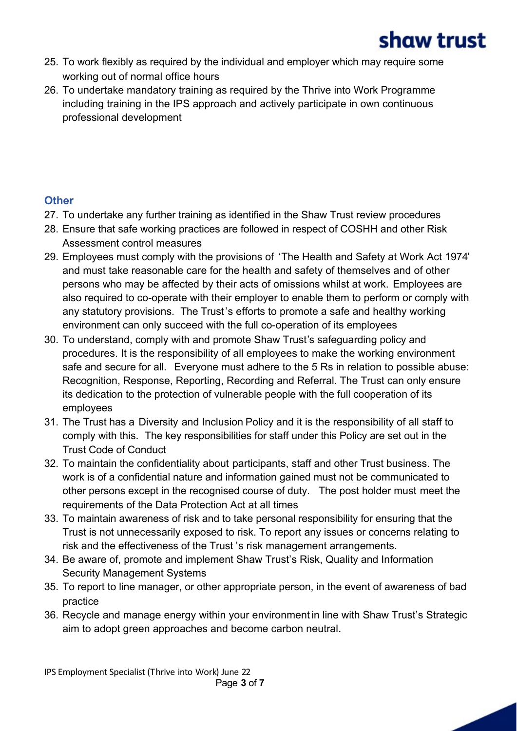25. To work flexibly as required by the individual and employer which may require some working out of normal office hours
26. To undertake mandatory training as required by the Thrive into Work Programme including training in the IPS approach and actively participate in own continuous professional development

### Other

27. To undertake any further training as identified in the Shaw Trust review procedures
28. Ensure that safe working practices are followed in respect of COSHH and other Risk Assessment control measures
29. Employees must comply with the provisions of 'The Health and Safety at Work Act 1974' and must take reasonable care for the health and safety of themselves and of other persons who may be affected by their acts of omissions whilst at work. Employees are also required to co-operate with their employer to enable them to perform or comply with any statutory provisions. The Trust's efforts to promote a safe and healthy working environment can only succeed with the full co-operation of its employees
30. To understand, comply with and promote Shaw Trust's safeguarding policy and procedures. It is the responsibility of all employees to make the working environment safe and secure for all. Everyone must adhere to the 5 Rs in relation to possible abuse: Recognition, Response, Reporting, Recording and Referral. The Trust can only ensure its dedication to the protection of vulnerable people with the full cooperation of its employees
31. The Trust has a Diversity and Inclusion Policy and it is the responsibility of all staff to comply with this. The key responsibilities for staff under this Policy are set out in the Trust Code of Conduct
32. To maintain the confidentiality about participants, staff and other Trust business. The work is of a confidential nature and information gained must not be communicated to other persons except in the recognised course of duty. The post holder must meet the requirements of the Data Protection Act at all times
33. To maintain awareness of risk and to take personal responsibility for ensuring that the Trust is not unnecessarily exposed to risk. To report any issues or concerns relating to risk and the effectiveness of the Trust's risk management arrangements.
34. Be aware of, promote and implement Shaw Trust's Risk, Quality and Information Security Management Systems
35. To report to line manager, or other appropriate person, in the event of awareness of bad practice
36. Recycle and manage energy within your environment in line with Shaw Trust's Strategic aim to adopt green approaches and become carbon neutral.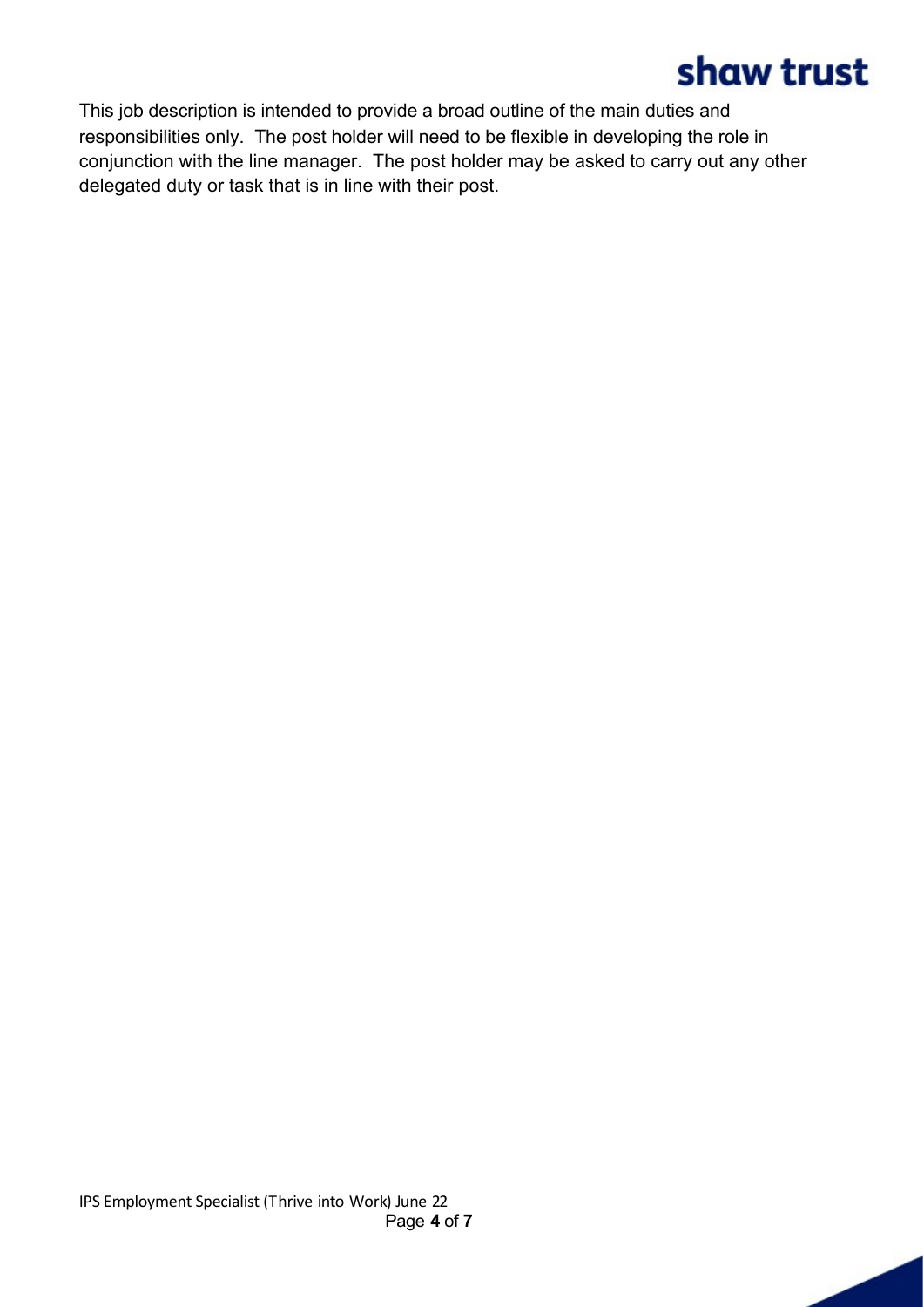This job description is intended to provide a broad outline of the main duties and responsibilities only. The post holder will need to be flexible in developing the role in conjunction with the line manager. The post holder may be asked to carry out any other delegated duty or task that is in line with their post.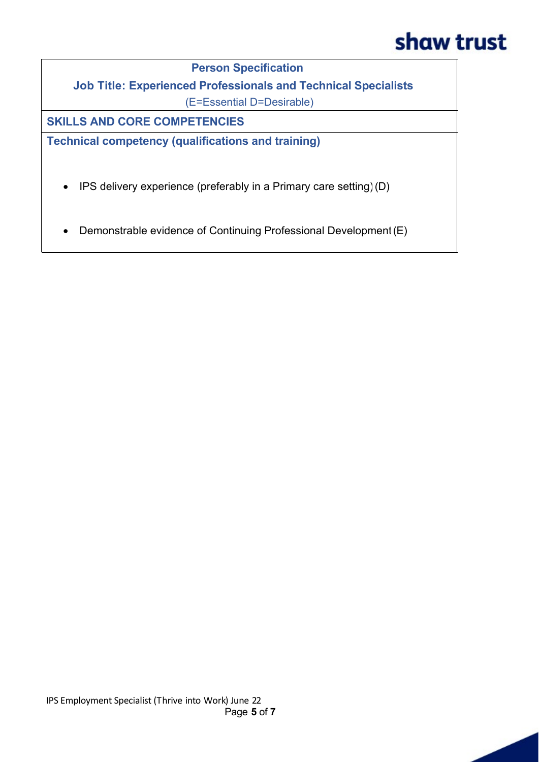**Person Specification**

**Job Title: Experienced Professionals and Technical Specialists**

(E=Essential D=Desirable)

**SKILLS AND CORE COMPETENCIES**

**Technical competency (qualifications and training)**

- IPS delivery experience (preferably in a Primary care setting) (D)
- Demonstrable evidence of Continuing Professional Development (E)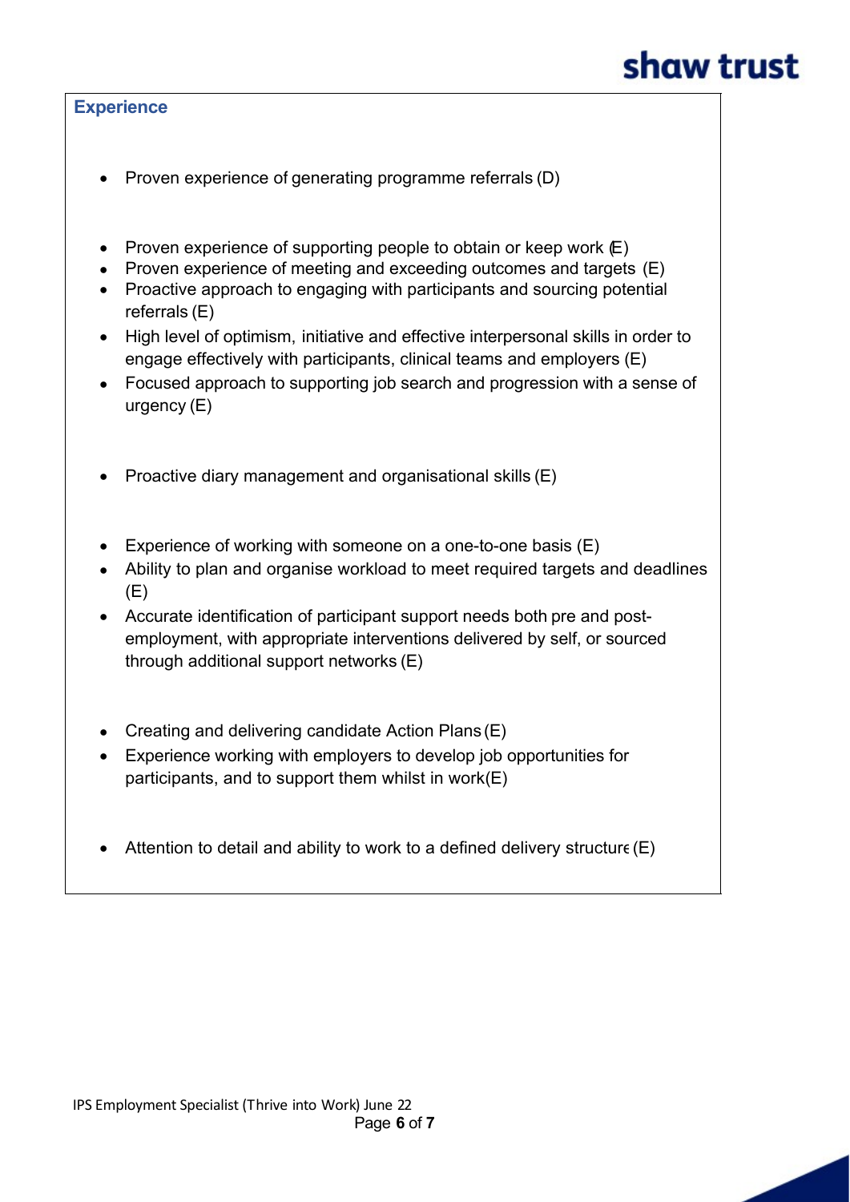## Experience

- Proven experience of generating programme referrals (D)

- Proven experience of supporting people to obtain or keep work (E)
- Proven experience of meeting and exceeding outcomes and targets (E)
- Proactive approach to engaging with participants and sourcing potential referrals (E)
- High level of optimism, initiative and effective interpersonal skills in order to engage effectively with participants, clinical teams and employers (E)
- Focused approach to supporting job search and progression with a sense of urgency (E)

- Proactive diary management and organisational skills (E)

- Experience of working with someone on a one-to-one basis (E)
- Ability to plan and organise workload to meet required targets and deadlines (E)
- Accurate identification of participant support needs both pre and post-employment, with appropriate interventions delivered by self, or sourced through additional support networks (E)

- Creating and delivering candidate Action Plans (E)
- Experience working with employers to develop job opportunities for participants, and to support them whilst in work(E)

- Attention to detail and ability to work to a defined delivery structure (E)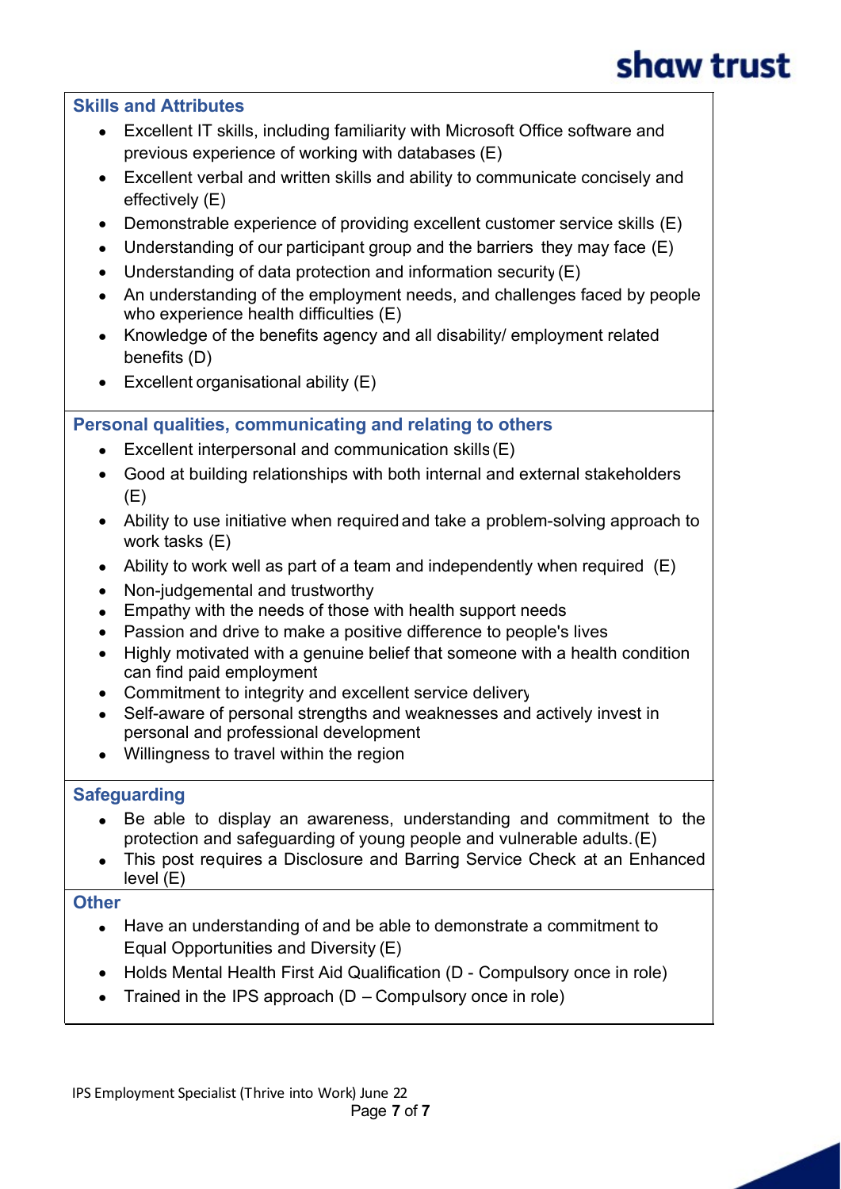## Skills and Attributes

- Excellent IT skills, including familiarity with Microsoft Office software and previous experience of working with databases (E)
- Excellent verbal and written skills and ability to communicate concisely and effectively (E)
- Demonstrable experience of providing excellent customer service skills (E)
- Understanding of our participant group and the barriers they may face (E)
- Understanding of data protection and information security (E)
- An understanding of the employment needs, and challenges faced by people who experience health difficulties (E)
- Knowledge of the benefits agency and all disability/ employment related benefits (D)
- Excellent organisational ability (E)

## Personal qualities, communicating and relating to others

- Excellent interpersonal and communication skills (E)
- Good at building relationships with both internal and external stakeholders (E)
- Ability to use initiative when required and take a problem-solving approach to work tasks (E)
- Ability to work well as part of a team and independently when required (E)
- Non-judgemental and trustworthy
- Empathy with the needs of those with health support needs
- Passion and drive to make a positive difference to people's lives
- Highly motivated with a genuine belief that someone with a health condition can find paid employment
- Commitment to integrity and excellent service delivery
- Self-aware of personal strengths and weaknesses and actively invest in personal and professional development
- Willingness to travel within the region

## Safeguarding

- Be able to display an awareness, understanding and commitment to the protection and safeguarding of young people and vulnerable adults. (E)
- This post requires a Disclosure and Barring Service Check at an Enhanced level (E)

## Other

- Have an understanding of and be able to demonstrate a commitment to Equal Opportunities and Diversity (E)
- Holds Mental Health First Aid Qualification (D - Compulsory once in role)
- Trained in the IPS approach (D – Compulsory once in role)